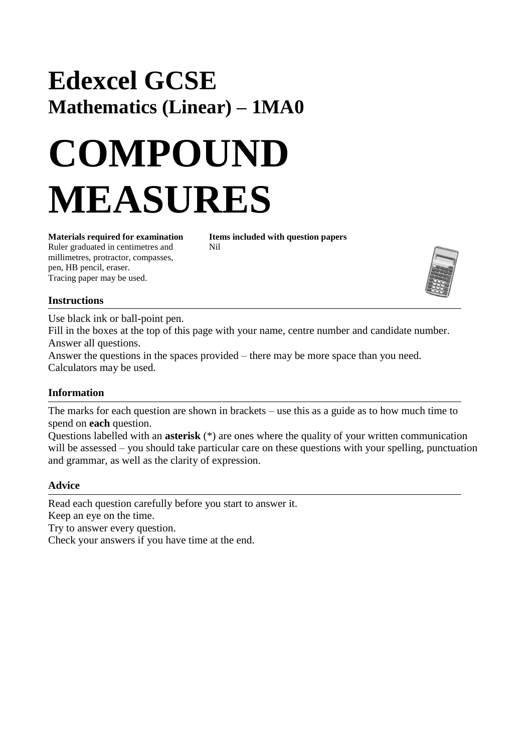# Edexcel GCSE

## Mathematics (Linear) – 1MA0

# COMPOUND MEASURES

**Materials required for examination**
Ruler graduated in centimetres and millimetres, protractor, compasses, pen, HB pencil, eraser.
Tracing paper may be used.

**Items included with question papers**
Nil

### Instructions

Use black ink or ball-point pen.
Fill in the boxes at the top of this page with your name, centre number and candidate number.
Answer all questions.
Answer the questions in the spaces provided – there may be more space than you need.
Calculators may be used.

### Information

The marks for each question are shown in brackets – use this as a guide as to how much time to spend on **each** question.
Questions labelled with an **asterisk** (*) are ones where the quality of your written communication will be assessed – you should take particular care on these questions with your spelling, punctuation and grammar, as well as the clarity of expression.

### Advice

Read each question carefully before you start to answer it.
Keep an eye on the time.
Try to answer every question.
Check your answers if you have time at the end.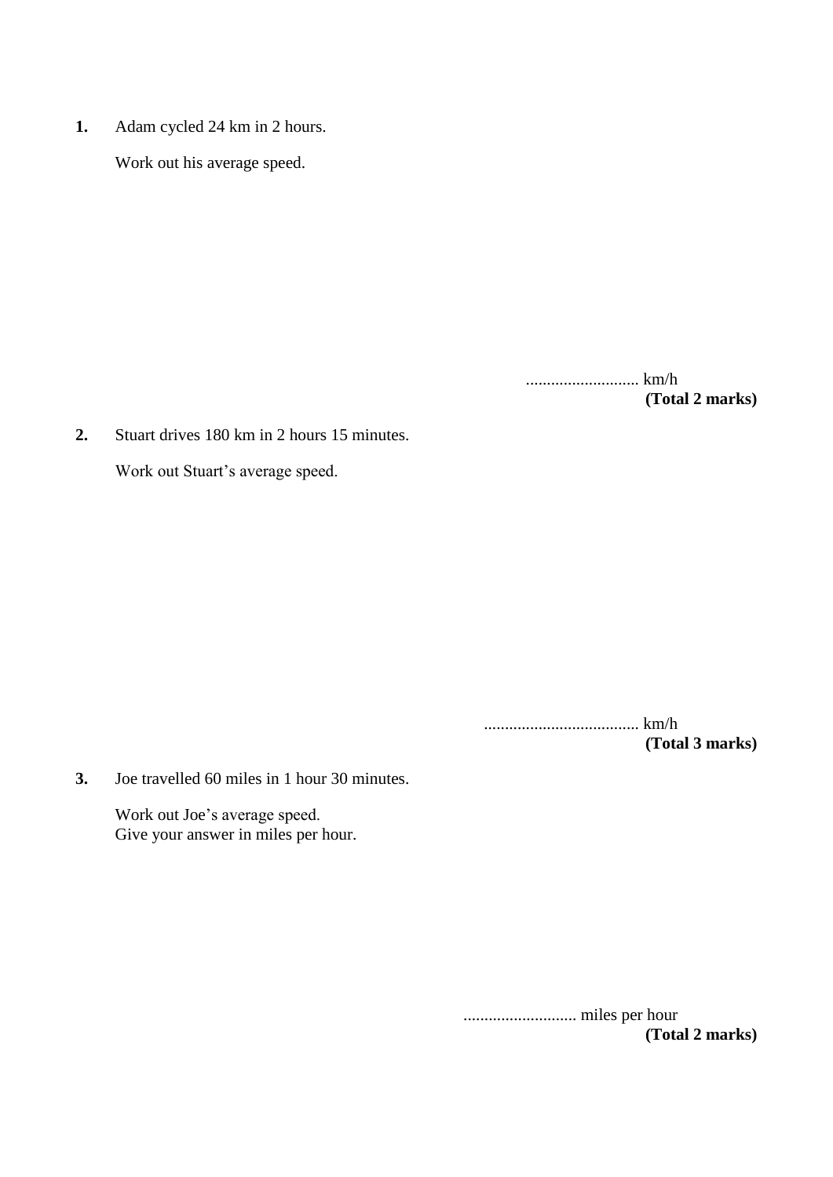**1.** Adam cycled 24 km in 2 hours.

Work out his average speed.

........................... km/h

**(Total 2 marks)**

**2.** Stuart drives 180 km in 2 hours 15 minutes.

Work out Stuart's average speed.

..................................... km/h

**(Total 3 marks)**

**3.** Joe travelled 60 miles in 1 hour 30 minutes.

Work out Joe's average speed.
Give your answer in miles per hour.

........................... miles per hour

**(Total 2 marks)**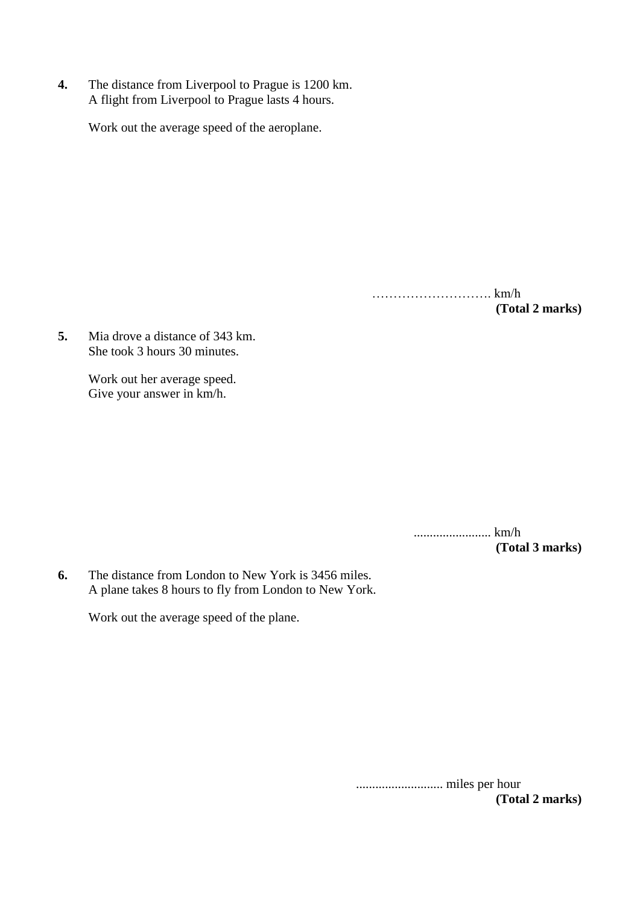**4.** The distance from Liverpool to Prague is 1200 km.
A flight from Liverpool to Prague lasts 4 hours.

Work out the average speed of the aeroplane.

………………………. km/h

**(Total 2 marks)**

**5.** Mia drove a distance of 343 km.
She took 3 hours 30 minutes.

Work out her average speed.
Give your answer in km/h.

........................ km/h

**(Total 3 marks)**

**6.** The distance from London to New York is 3456 miles.
A plane takes 8 hours to fly from London to New York.

Work out the average speed of the plane.

........................... miles per hour

**(Total 2 marks)**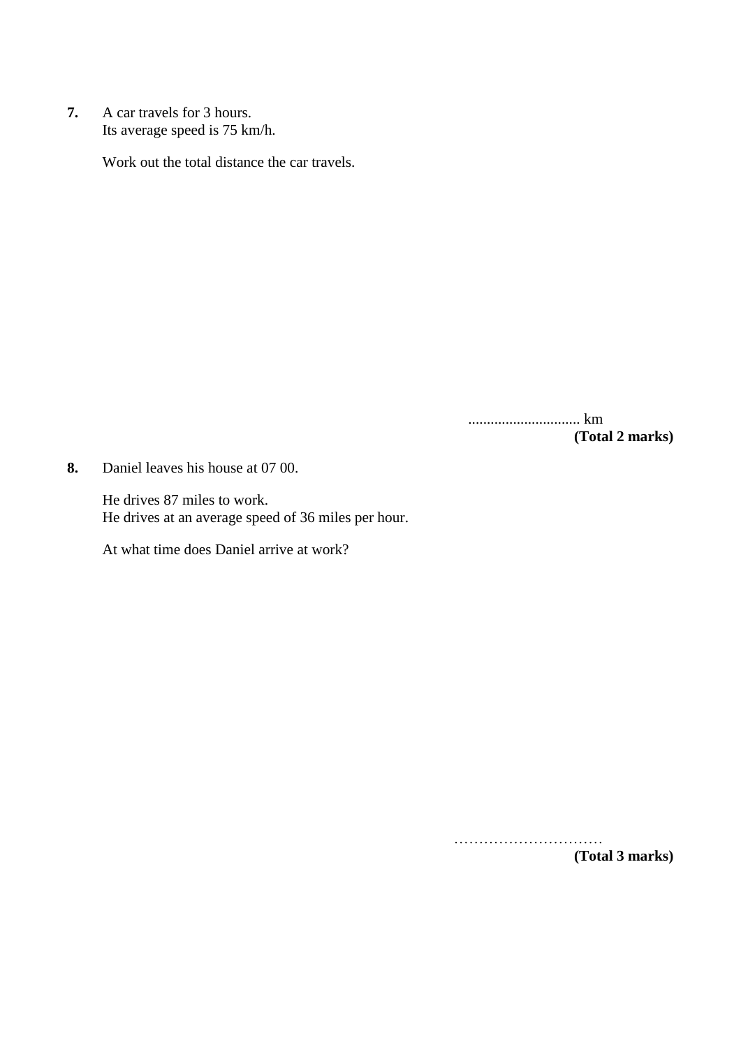**7.** A car travels for 3 hours.
Its average speed is 75 km/h.

Work out the total distance the car travels.

.............................. km
**(Total 2 marks)**

**8.** Daniel leaves his house at 07 00.

He drives 87 miles to work.
He drives at an average speed of 36 miles per hour.

At what time does Daniel arrive at work?

…………………………
**(Total 3 marks)**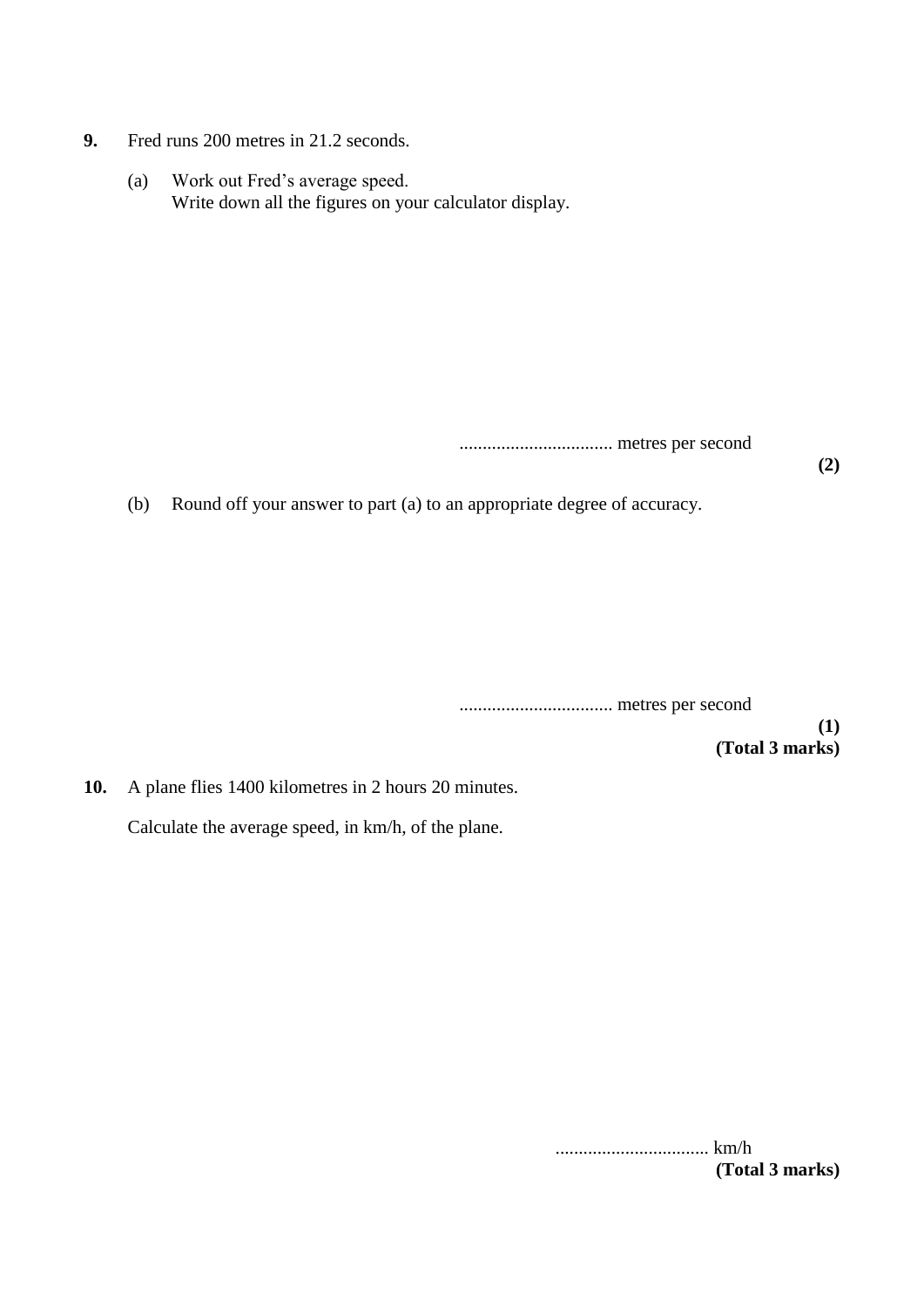**9.** Fred runs 200 metres in 21.2 seconds.

(a) Work out Fred's average speed.
Write down all the figures on your calculator display.

................................ metres per second

**(2)**

(b) Round off your answer to part (a) to an appropriate degree of accuracy.

................................ metres per second

**(1)**
**(Total 3 marks)**

**10.** A plane flies 1400 kilometres in 2 hours 20 minutes.

Calculate the average speed, in km/h, of the plane.

................................ km/h

**(Total 3 marks)**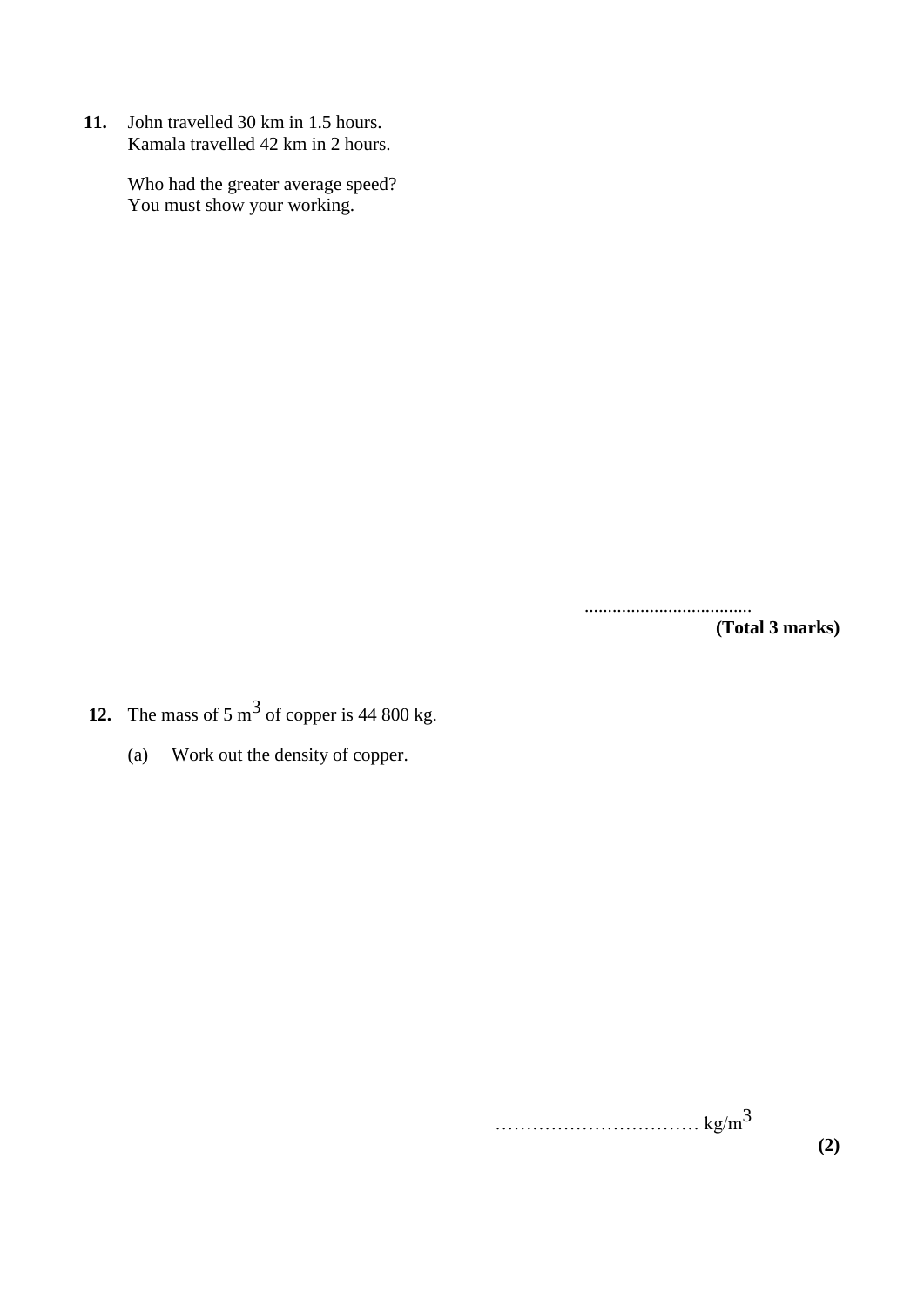**11.** John travelled 30 km in 1.5 hours.
Kamala travelled 42 km in 2 hours.

Who had the greater average speed?
You must show your working.

....................................

**(Total 3 marks)**

**12.** The mass of 5 $m^3$ of copper is 44 800 kg.

(a) Work out the density of copper.

…………………………… $kg/m^3$

**(2)**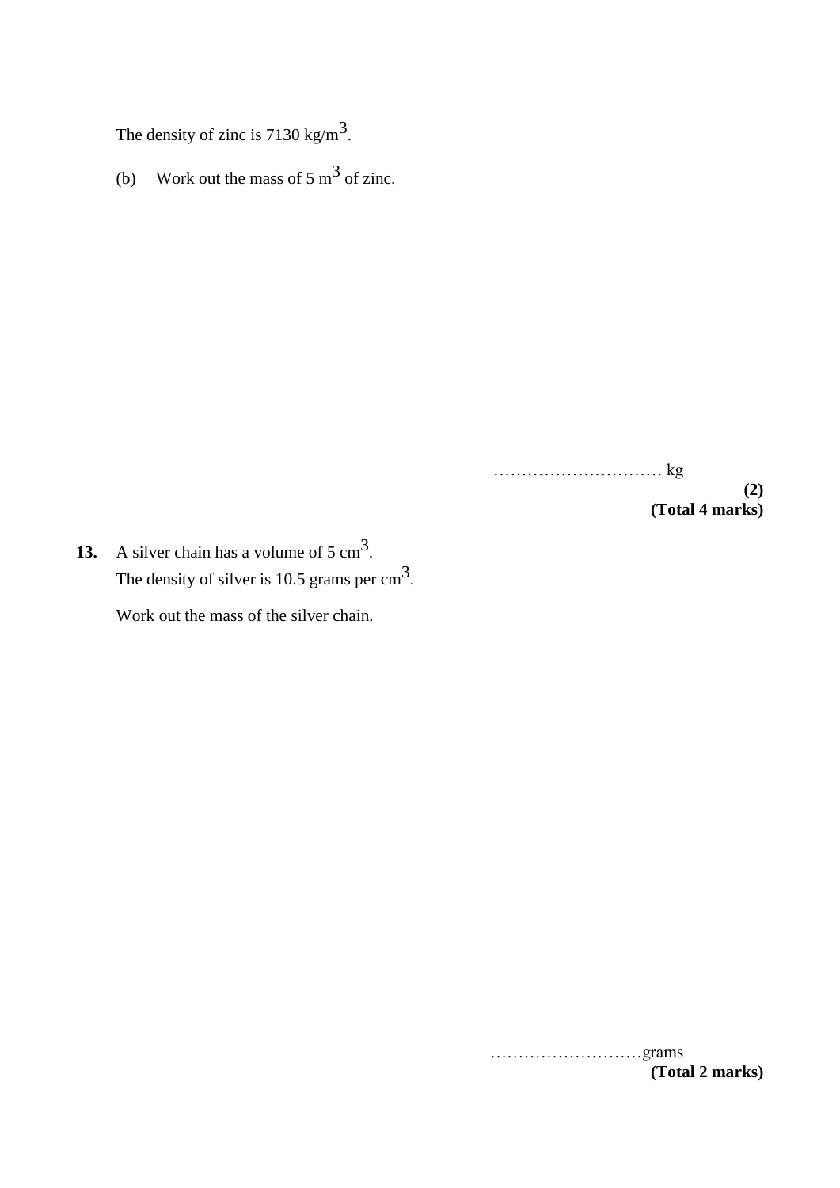The density of zinc is 7130 $kg/m^3$.

(b) Work out the mass of 5 $m^3$ of zinc.

………………………… kg

**(2)**

**(Total 4 marks)**

**13.** A silver chain has a volume of 5 $cm^3$.
The density of silver is 10.5 grams per $cm^3$.

Work out the mass of the silver chain.

………………………grams

**(Total 2 marks)**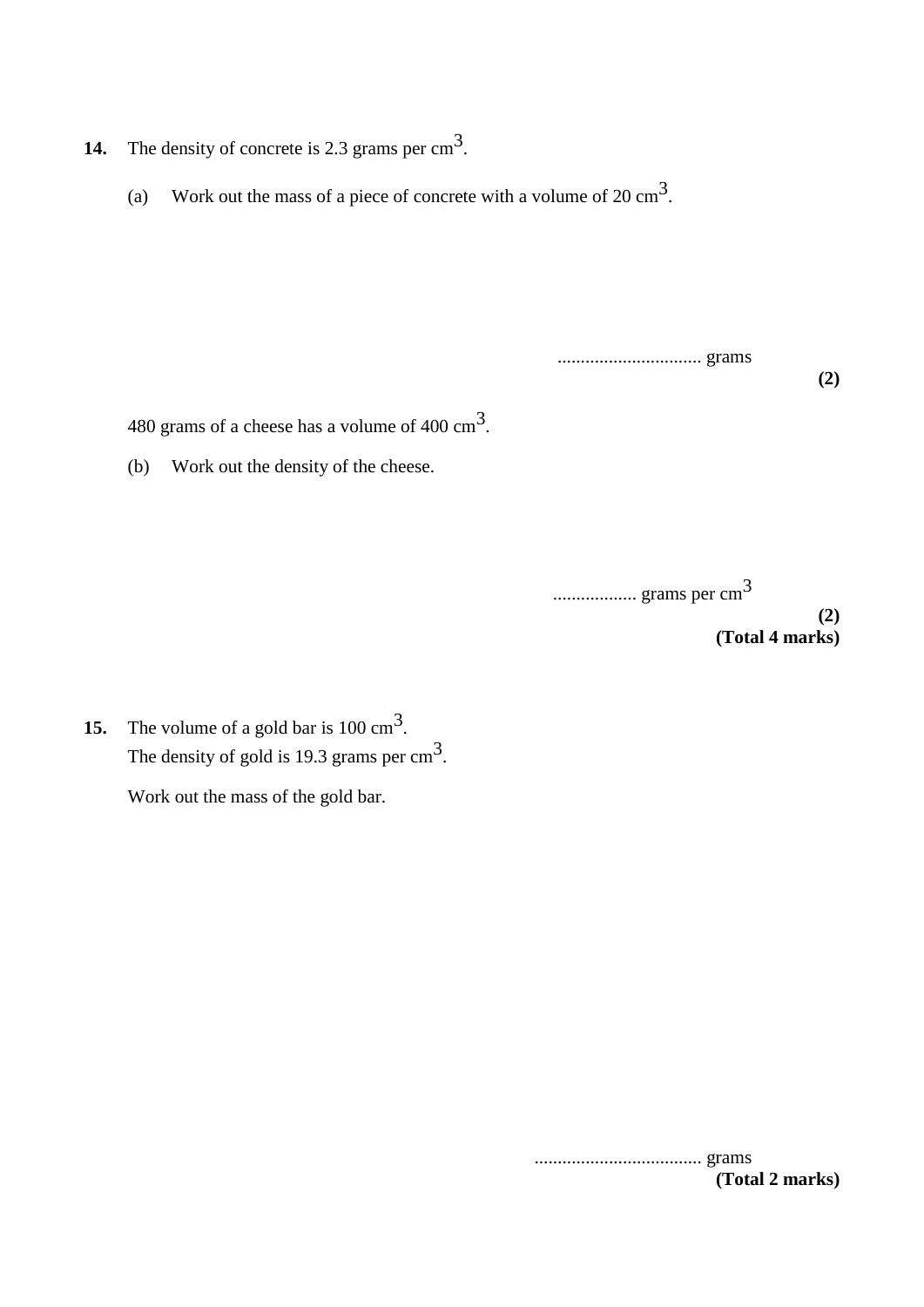**14.** The density of concrete is 2.3 grams per $cm^3$.

(a) Work out the mass of a piece of concrete with a volume of 20 $cm^3$.

............................... grams

**(2)**

480 grams of a cheese has a volume of 400 $cm^3$.

(b) Work out the density of the cheese.

.................. grams per $cm^3$

**(2)**

**(Total 4 marks)**

**15.** The volume of a gold bar is 100 $cm^3$.
The density of gold is 19.3 grams per $cm^3$.

Work out the mass of the gold bar.

.................................... grams

**(Total 2 marks)**